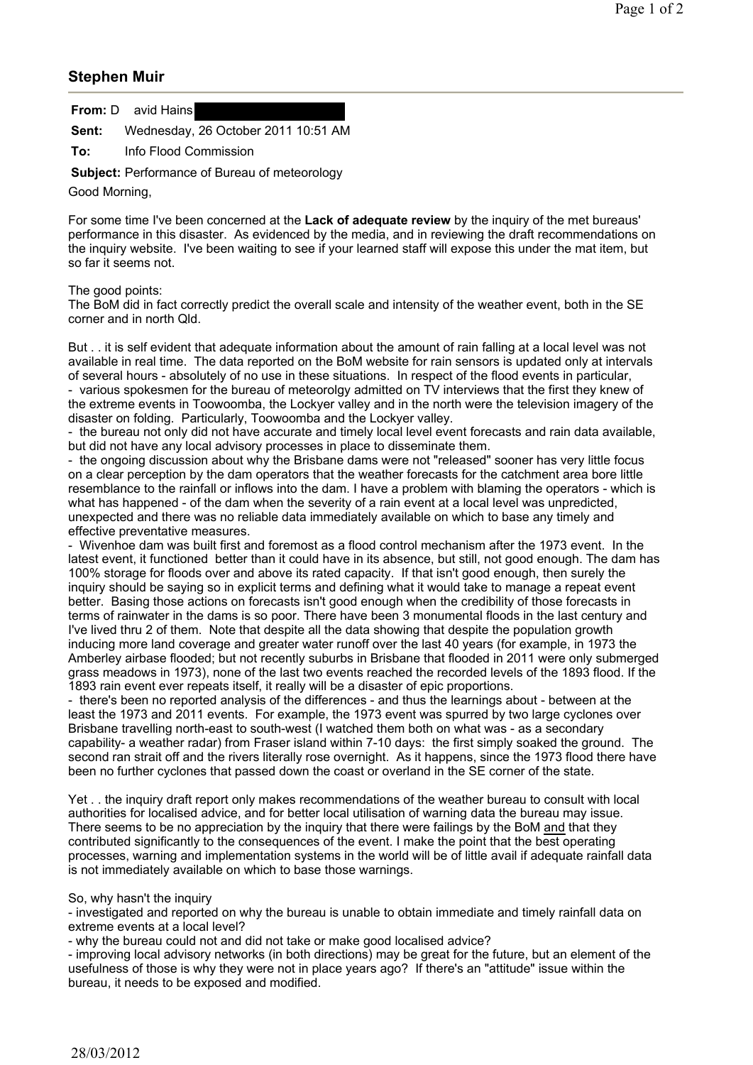## Stephen Muir

**From:** D avid Hains

**Sent:** Wednesday, 26 October 2011 10:51 AM

**To:** Info Flood Commission

**Subject:** Performance of Bureau of meteorology

Good Morning,

For some time I've been concerned at the **Lack of adequate review** by the inquiry of the met bureaus' performance in this disaster. As evidenced by the media, and in reviewing the draft recommendations on the inquiry website. I've been waiting to see if your learned staff will expose this under the mat item, but so far it seems not.

The good points:
The BoM did in fact correctly predict the overall scale and intensity of the weather event, both in the SE corner and in north Qld.

But . . it is self evident that adequate information about the amount of rain falling at a local level was not available in real time. The data reported on the BoM website for rain sensors is updated only at intervals of several hours - absolutely of no use in these situations. In respect of the flood events in particular,
- various spokesmen for the bureau of meteorolgy admitted on TV interviews that the first they knew of the extreme events in Toowoomba, the Lockyer valley and in the north were the television imagery of the disaster on folding. Particularly, Toowoomba and the Lockyer valley.
- the bureau not only did not have accurate and timely local level event forecasts and rain data available, but did not have any local advisory processes in place to disseminate them.
- the ongoing discussion about why the Brisbane dams were not "released" sooner has very little focus on a clear perception by the dam operators that the weather forecasts for the catchment area bore little resemblance to the rainfall or inflows into the dam. I have a problem with blaming the operators - which is what has happened - of the dam when the severity of a rain event at a local level was unpredicted, unexpected and there was no reliable data immediately available on which to base any timely and effective preventative measures.
- Wivenhoe dam was built first and foremost as a flood control mechanism after the 1973 event. In the latest event, it functioned better than it could have in its absence, but still, not good enough. The dam has 100% storage for floods over and above its rated capacity. If that isn't good enough, then surely the inquiry should be saying so in explicit terms and defining what it would take to manage a repeat event better. Basing those actions on forecasts isn't good enough when the credibility of those forecasts in terms of rainwater in the dams is so poor. There have been 3 monumental floods in the last century and I've lived thru 2 of them. Note that despite all the data showing that despite the population growth inducing more land coverage and greater water runoff over the last 40 years (for example, in 1973 the Amberley airbase flooded; but not recently suburbs in Brisbane that flooded in 2011 were only submerged grass meadows in 1973), none of the last two events reached the recorded levels of the 1893 flood. If the 1893 rain event ever repeats itself, it really will be a disaster of epic proportions.
- there's been no reported analysis of the differences - and thus the learnings about - between at the least the 1973 and 2011 events. For example, the 1973 event was spurred by two large cyclones over Brisbane travelling north-east to south-west (I watched them both on what was - as a secondary capability- a weather radar) from Fraser island within 7-10 days: the first simply soaked the ground. The second ran strait off and the rivers literally rose overnight. As it happens, since the 1973 flood there have been no further cyclones that passed down the coast or overland in the SE corner of the state.

Yet . . the inquiry draft report only makes recommendations of the weather bureau to consult with local authorities for localised advice, and for better local utilisation of warning data the bureau may issue. There seems to be no appreciation by the inquiry that there were failings by the BoM <u>and</u> that they contributed significantly to the consequences of the event. I make the point that the best operating processes, warning and implementation systems in the world will be of little avail if adequate rainfall data is not immediately available on which to base those warnings.

So, why hasn't the inquiry
- investigated and reported on why the bureau is unable to obtain immediate and timely rainfall data on extreme events at a local level?
- why the bureau could not and did not take or make good localised advice?
- improving local advisory networks (in both directions) may be great for the future, but an element of the usefulness of those is why they were not in place years ago? If there's an "attitude" issue within the bureau, it needs to be exposed and modified.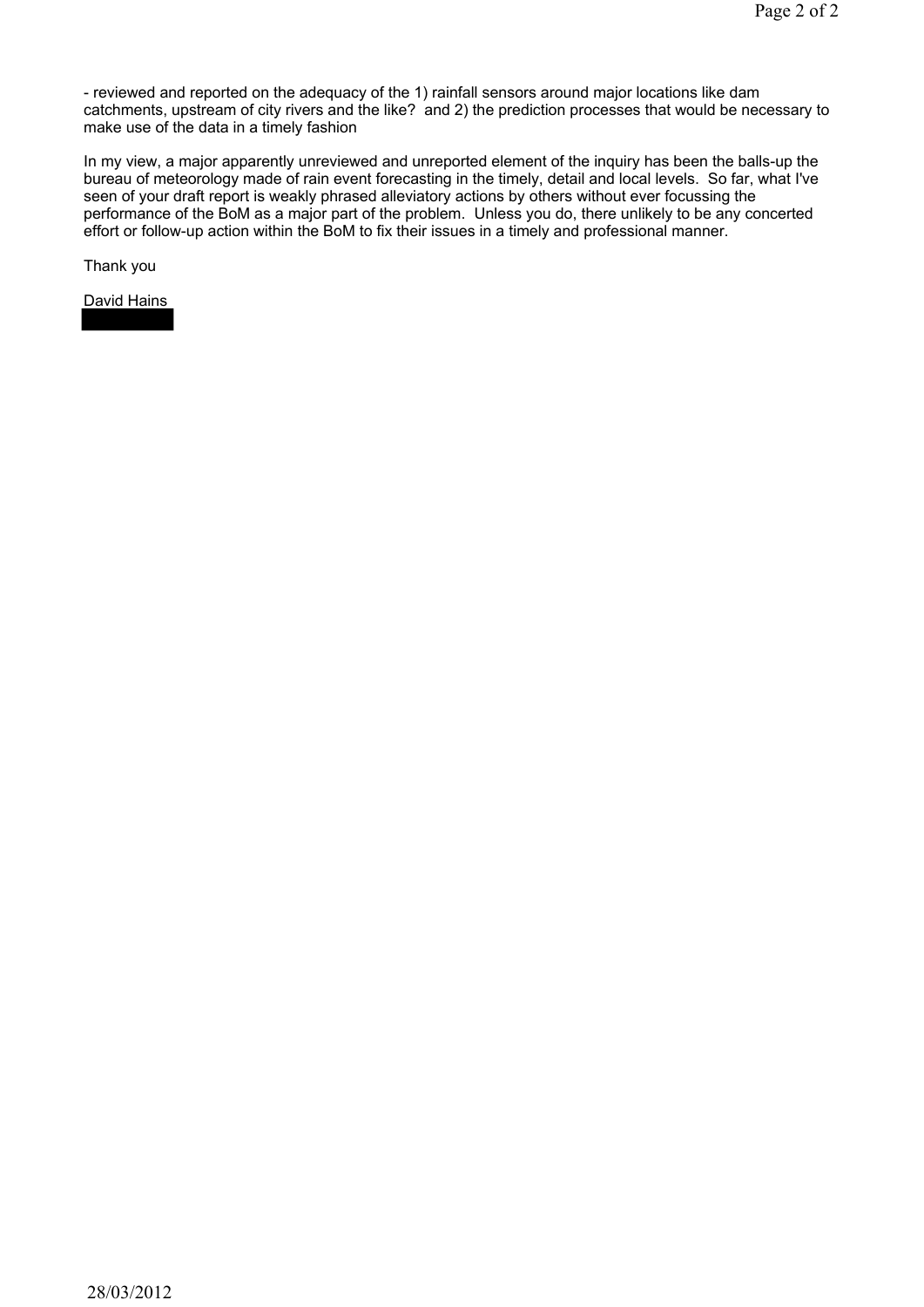- reviewed and reported on the adequacy of the 1) rainfall sensors around major locations like dam catchments, upstream of city rivers and the like? and 2) the prediction processes that would be necessary to make use of the data in a timely fashion

In my view, a major apparently unreviewed and unreported element of the inquiry has been the balls-up the bureau of meteorology made of rain event forecasting in the timely, detail and local levels. So far, what I've seen of your draft report is weakly phrased alleviatory actions by others without ever focussing the performance of the BoM as a major part of the problem. Unless you do, there unlikely to be any concerted effort or follow-up action within the BoM to fix their issues in a timely and professional manner.

Thank you

David Hains